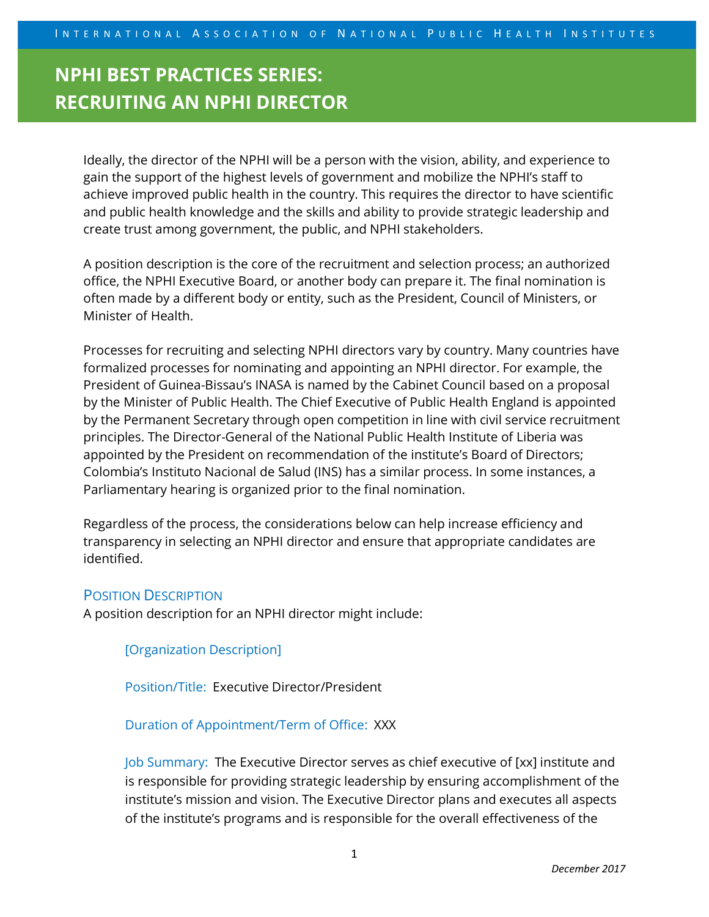# NPHI BEST PRACTICES SERIES: RECRUITING AN NPHI DIRECTOR

Ideally, the director of the NPHI will be a person with the vision, ability, and experience to gain the support of the highest levels of government and mobilize the NPHI's staff to achieve improved public health in the country. This requires the director to have scientific and public health knowledge and the skills and ability to provide strategic leadership and create trust among government, the public, and NPHI stakeholders.

A position description is the core of the recruitment and selection process; an authorized office, the NPHI Executive Board, or another body can prepare it. The final nomination is often made by a different body or entity, such as the President, Council of Ministers, or Minister of Health.

Processes for recruiting and selecting NPHI directors vary by country. Many countries have formalized processes for nominating and appointing an NPHI director. For example, the President of Guinea-Bissau's INASA is named by the Cabinet Council based on a proposal by the Minister of Public Health. The Chief Executive of Public Health England is appointed by the Permanent Secretary through open competition in line with civil service recruitment principles. The Director-General of the National Public Health Institute of Liberia was appointed by the President on recommendation of the institute's Board of Directors; Colombia's Instituto Nacional de Salud (INS) has a similar process. In some instances, a Parliamentary hearing is organized prior to the final nomination.

Regardless of the process, the considerations below can help increase efficiency and transparency in selecting an NPHI director and ensure that appropriate candidates are identified.

## Position Description

A position description for an NPHI director might include:

> [Organization Description]
>
> Position/Title: Executive Director/President
>
> Duration of Appointment/Term of Office: XXX
>
> Job Summary: The Executive Director serves as chief executive of [xx] institute and is responsible for providing strategic leadership by ensuring accomplishment of the institute's mission and vision. The Executive Director plans and executes all aspects of the institute's programs and is responsible for the overall effectiveness of the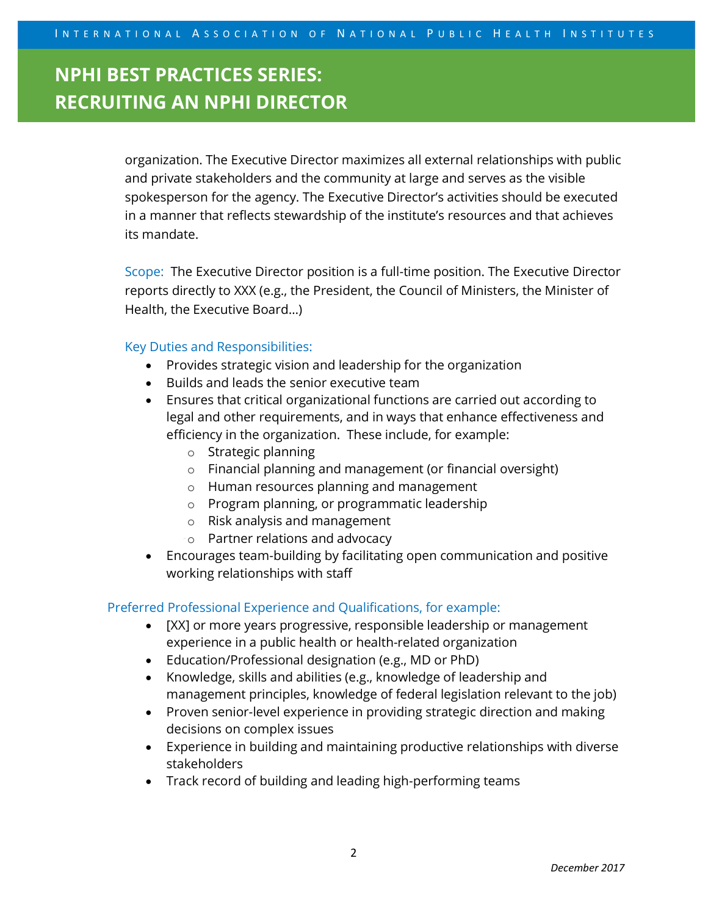organization. The Executive Director maximizes all external relationships with public and private stakeholders and the community at large and serves as the visible spokesperson for the agency. The Executive Director's activities should be executed in a manner that reflects stewardship of the institute's resources and that achieves its mandate.

Scope: The Executive Director position is a full-time position. The Executive Director reports directly to XXX (e.g., the President, the Council of Ministers, the Minister of Health, the Executive Board…)

Key Duties and Responsibilities:

- Provides strategic vision and leadership for the organization
- Builds and leads the senior executive team
- Ensures that critical organizational functions are carried out according to legal and other requirements, and in ways that enhance effectiveness and efficiency in the organization. These include, for example:
  - Strategic planning
  - Financial planning and management (or financial oversight)
  - Human resources planning and management
  - Program planning, or programmatic leadership
  - Risk analysis and management
  - Partner relations and advocacy
- Encourages team-building by facilitating open communication and positive working relationships with staff

Preferred Professional Experience and Qualifications, for example:

- [XX] or more years progressive, responsible leadership or management experience in a public health or health-related organization
- Education/Professional designation (e.g., MD or PhD)
- Knowledge, skills and abilities (e.g., knowledge of leadership and management principles, knowledge of federal legislation relevant to the job)
- Proven senior-level experience in providing strategic direction and making decisions on complex issues
- Experience in building and maintaining productive relationships with diverse stakeholders
- Track record of building and leading high-performing teams